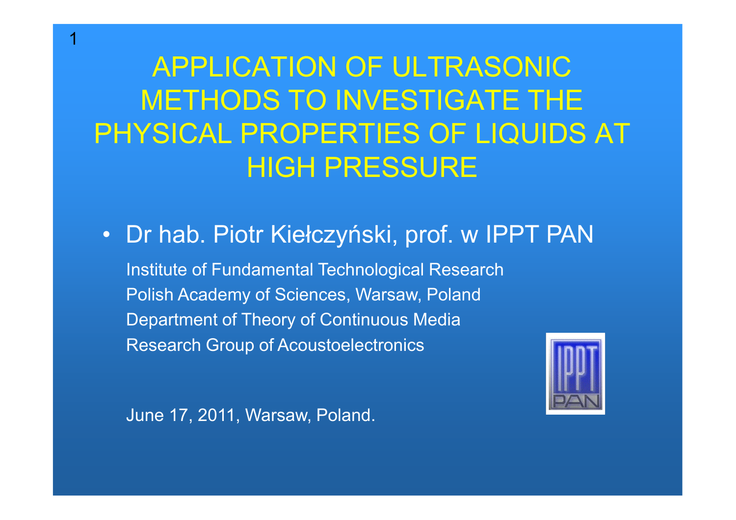# APPLICATION OF ULTRASONIC METHODS TO INVESTIGATE THE PHYSICAL PROPERTIES OF LIQUIDS AT HIGH PRESSURE

- Dr hab. Piotr Kiełczyński, prof. w IPPT PAN

Institute of Fundamental Technological Research
Polish Academy of Sciences, Warsaw, Poland
Department of Theory of Continuous Media
Research Group of Acoustoelectronics

June 17, 2011, Warsaw, Poland.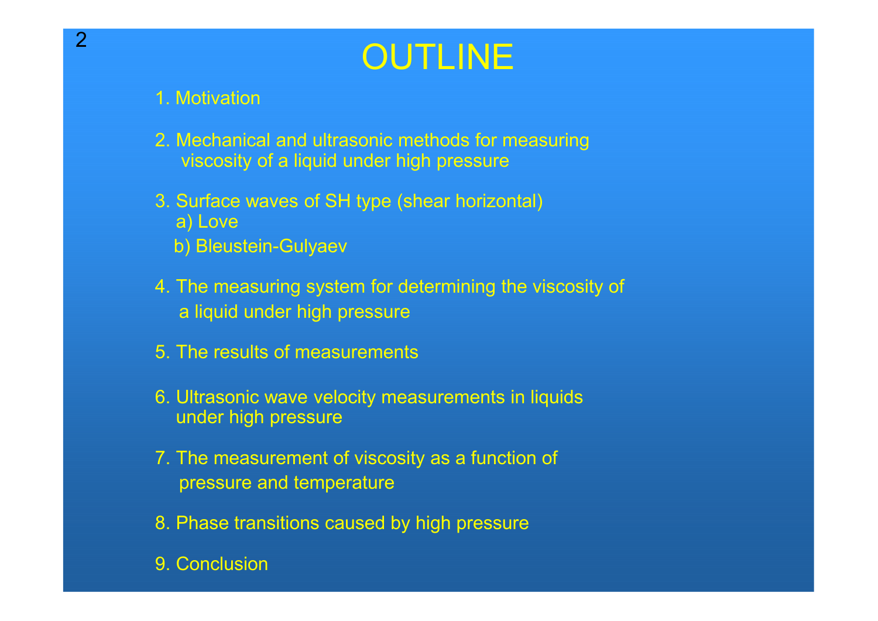# OUTLINE

1. Motivation

2. Mechanical and ultrasonic methods for measuring viscosity of a liquid under high pressure

3. Surface waves of SH type (shear horizontal)
   a) Love
   b) Bleustein-Gulyaev

4. The measuring system for determining the viscosity of a liquid under high pressure

5. The results of measurements

6. Ultrasonic wave velocity measurements in liquids under high pressure

7. The measurement of viscosity as a function of pressure and temperature

8. Phase transitions caused by high pressure

9. Conclusion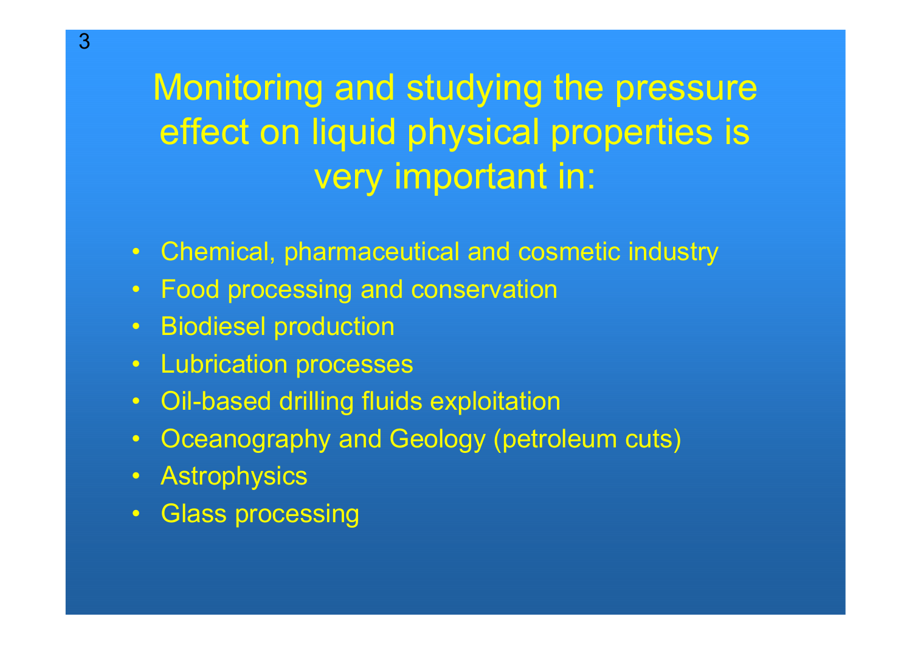# Monitoring and studying the pressure effect on liquid physical properties is very important in:

- Chemical, pharmaceutical and cosmetic industry
- Food processing and conservation
- Biodiesel production
- Lubrication processes
- Oil-based drilling fluids exploitation
- Oceanography and Geology (petroleum cuts)
- Astrophysics
- Glass processing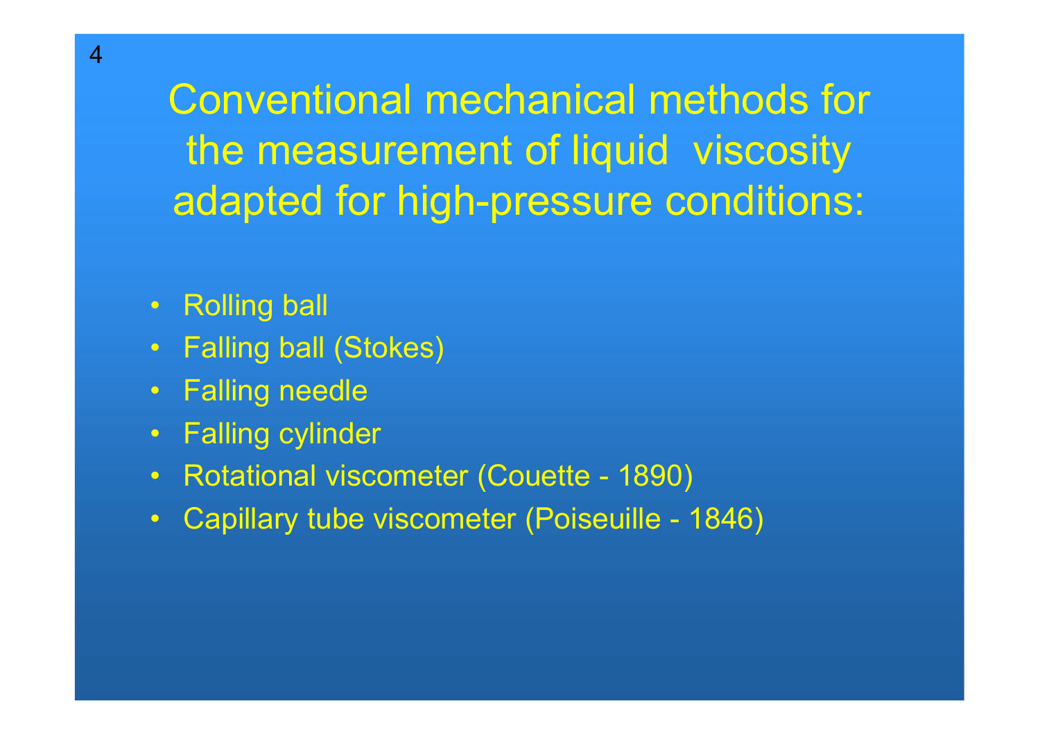# Conventional mechanical methods for the measurement of liquid viscosity adapted for high-pressure conditions:

- Rolling ball
- Falling ball (Stokes)
- Falling needle
- Falling cylinder
- Rotational viscometer (Couette - 1890)
- Capillary tube viscometer (Poiseuille - 1846)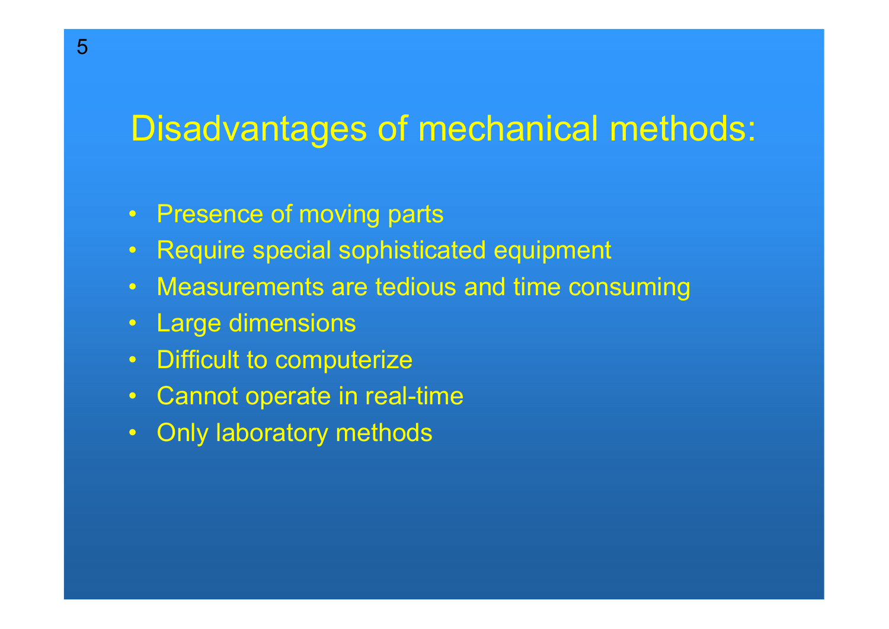# Disadvantages of mechanical methods:

- Presence of moving parts
- Require special sophisticated equipment
- Measurements are tedious and time consuming
- Large dimensions
- Difficult to computerize
- Cannot operate in real-time
- Only laboratory methods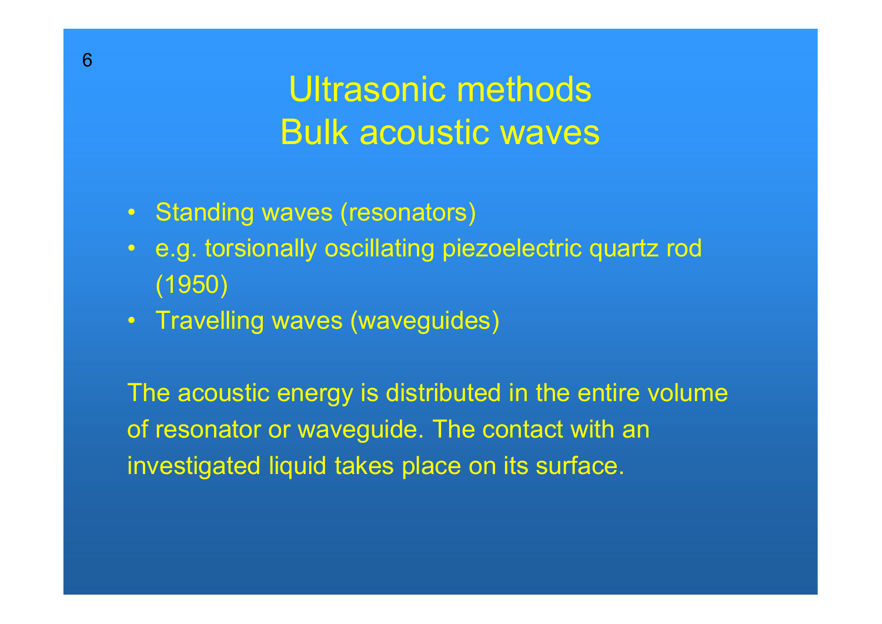# Ultrasonic methods
# Bulk acoustic waves

- Standing waves (resonators)
- e.g. torsionally oscillating piezoelectric quartz rod (1950)
- Travelling waves (waveguides)

The acoustic energy is distributed in the entire volume of resonator or waveguide. The contact with an investigated liquid takes place on its surface.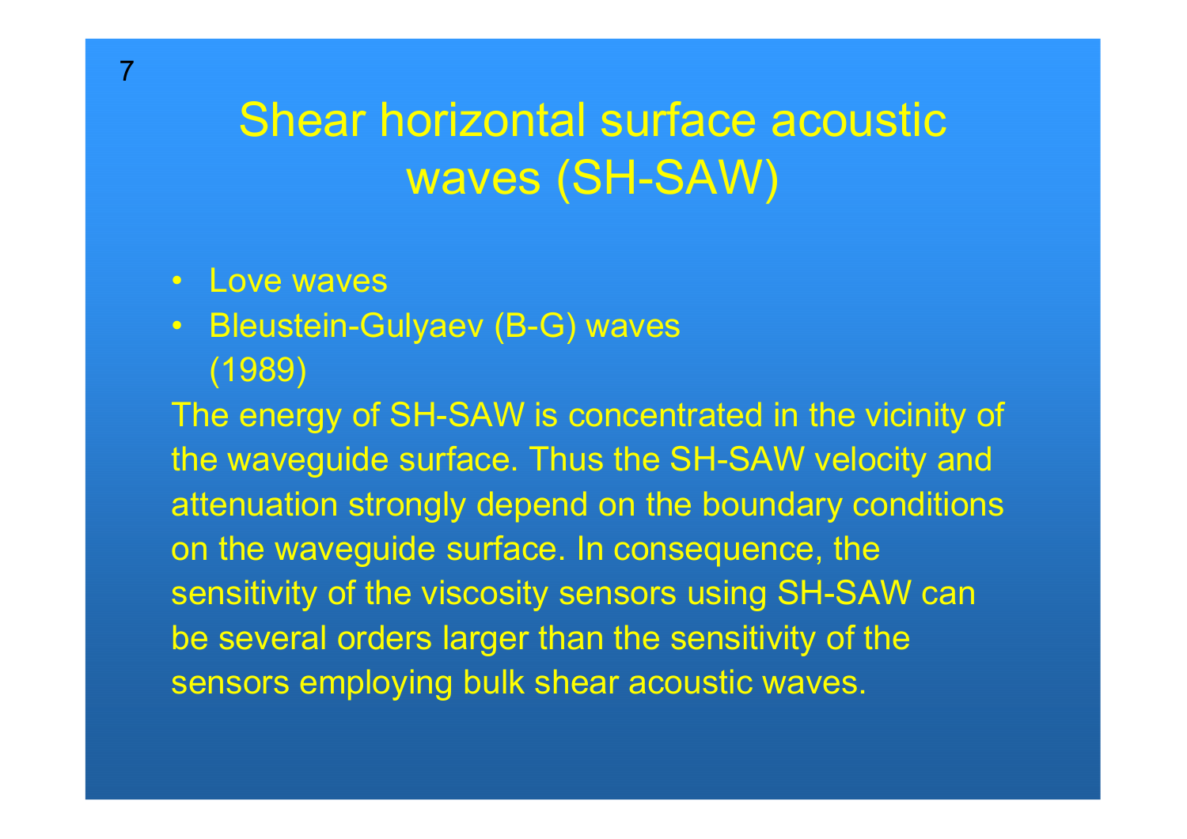# Shear horizontal surface acoustic waves (SH-SAW)

- Love waves
- Bleustein-Gulyaev (B-G) waves (1989)

The energy of SH-SAW is concentrated in the vicinity of the waveguide surface. Thus the SH-SAW velocity and attenuation strongly depend on the boundary conditions on the waveguide surface. In consequence, the sensitivity of the viscosity sensors using SH-SAW can be several orders larger than the sensitivity of the sensors employing bulk shear acoustic waves.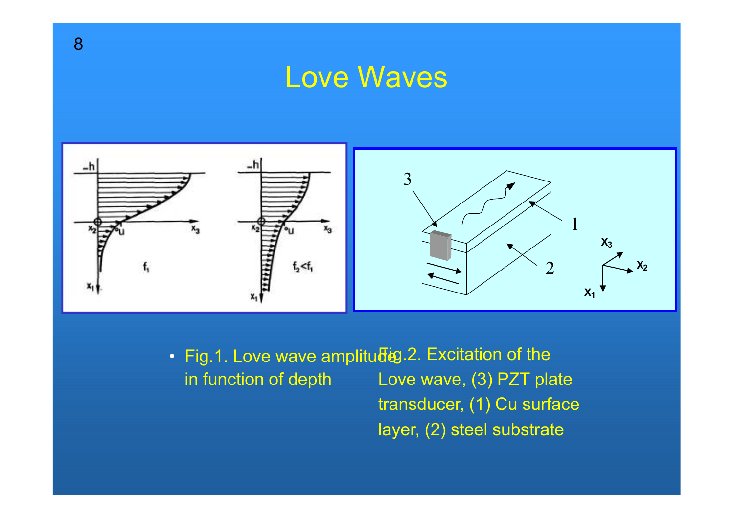# Love Waves

- Fig.1. Love wave amplitude in function of depth

Fig.2. Excitation of the Love wave, (3) PZT plate transducer, (1) Cu surface layer, (2) steel substrate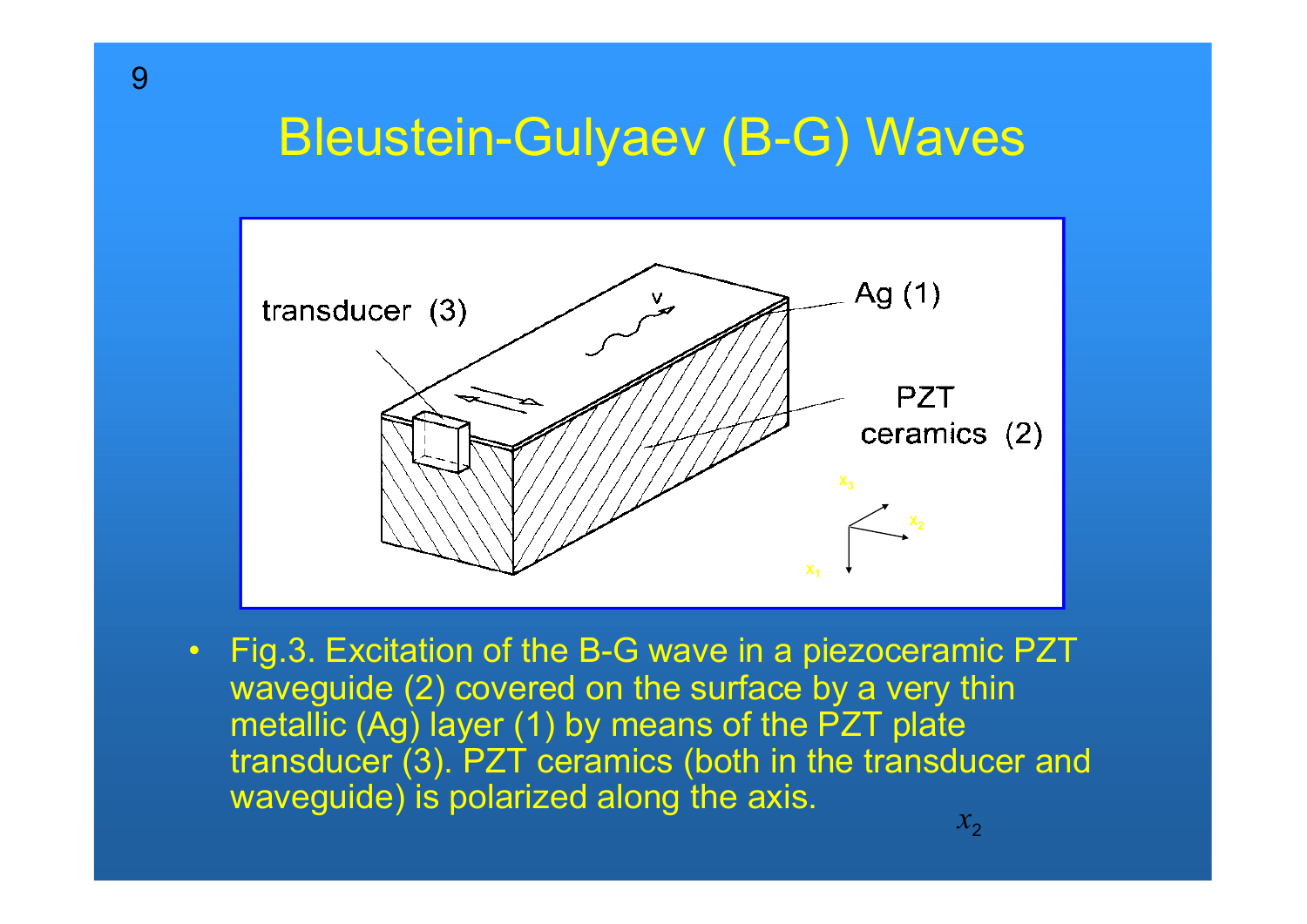# Bleustein-Gulyaev (B-G) Waves

- Fig.3. Excitation of the B-G wave in a piezoceramic PZT waveguide (2) covered on the surface by a very thin metallic (Ag) layer (1) by means of the PZT plate transducer (3). PZT ceramics (both in the transducer and waveguide) is polarized along the axis. $x_2$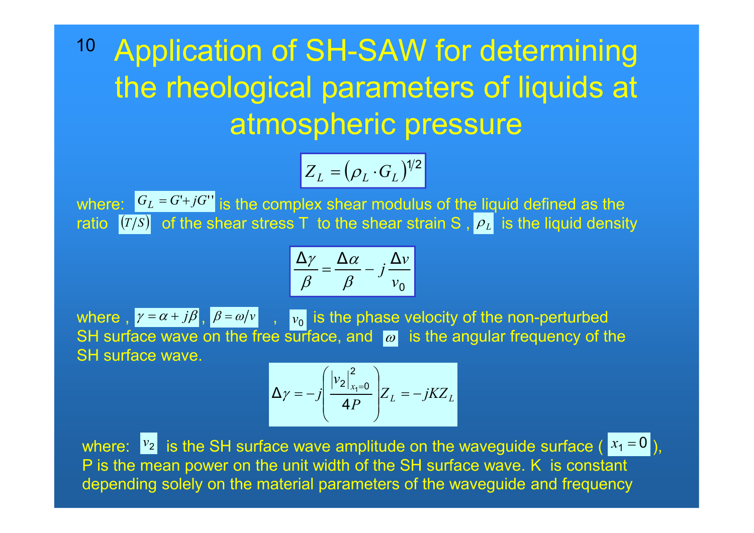# Application of SH-SAW for determining the rheological parameters of liquids at atmospheric pressure

$$Z_L = \left(\rho_L \cdot G_L\right)^{1/2}$$

where: $G_L = G' + jG''$ is the complex shear modulus of the liquid defined as the ratio $(T/S)$ of the shear stress T to the shear strain S , $\rho_L$ is the liquid density

$$\frac{\Delta\gamma}{\beta} = \frac{\Delta\alpha}{\beta} - j\frac{\Delta v}{v_0}$$

where , $\gamma = \alpha + j\beta$, $\beta = \omega/v$ , $v_0$ is the phase velocity of the non-perturbed SH surface wave on the free surface, and $\omega$ is the angular frequency of the SH surface wave.

$$\Delta\gamma = -j\left(\frac{\left|v_2\right|^2_{x_1=0}}{4P}\right)Z_L = -jKZ_L$$

where: $v_2$ is the SH surface wave amplitude on the waveguide surface ( $x_1 = 0$ ), P is the mean power on the unit width of the SH surface wave. K is constant depending solely on the material parameters of the waveguide and frequency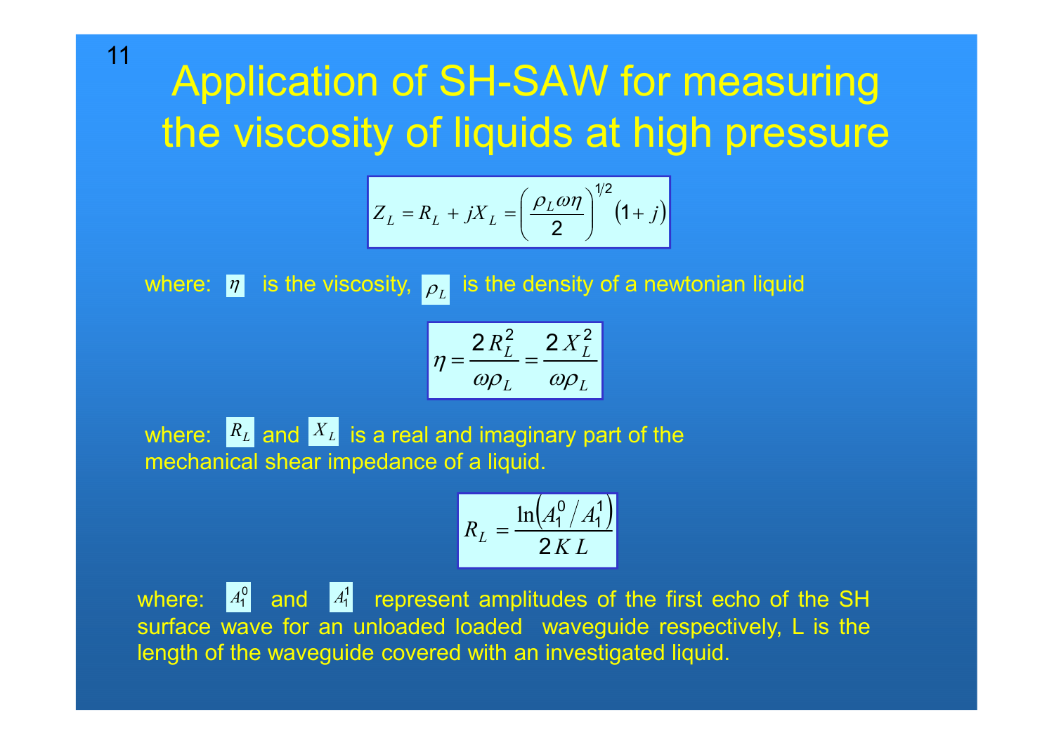# Application of SH-SAW for measuring the viscosity of liquids at high pressure

$$Z_L = R_L + jX_L = \left( \frac{\rho_L \omega \eta}{2} \right)^{1/2} (1 + j)$$

where: $\eta$ is the viscosity, $\rho_L$ is the density of a newtonian liquid

$$\eta = \frac{2 R_L^2}{\omega \rho_L} = \frac{2 X_L^2}{\omega \rho_L}$$

where: $R_L$ and $X_L$ is a real and imaginary part of the mechanical shear impedance of a liquid.

$$R_L = \frac{\ln\left(A_1^0 / A_1^1\right)}{2 K L}$$

where: $A_1^0$ and $A_1^1$ represent amplitudes of the first echo of the SH surface wave for an unloaded loaded waveguide respectively, L is the length of the waveguide covered with an investigated liquid.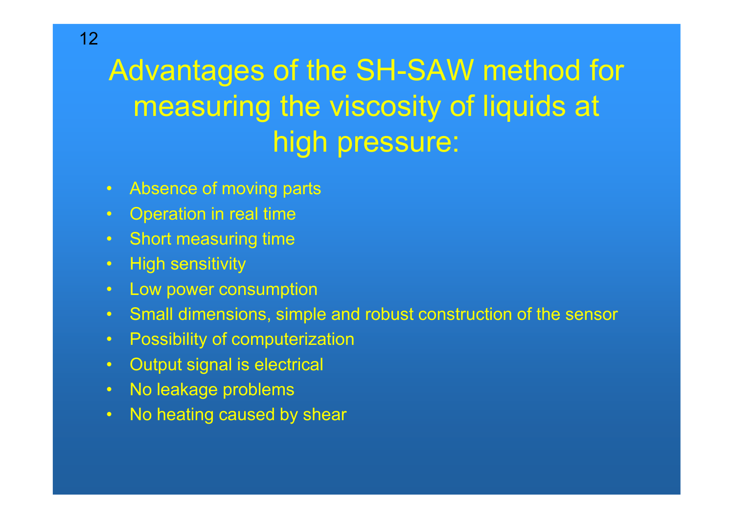# Advantages of the SH-SAW method for measuring the viscosity of liquids at high pressure:

- Absence of moving parts
- Operation in real time
- Short measuring time
- High sensitivity
- Low power consumption
- Small dimensions, simple and robust construction of the sensor
- Possibility of computerization
- Output signal is electrical
- No leakage problems
- No heating caused by shear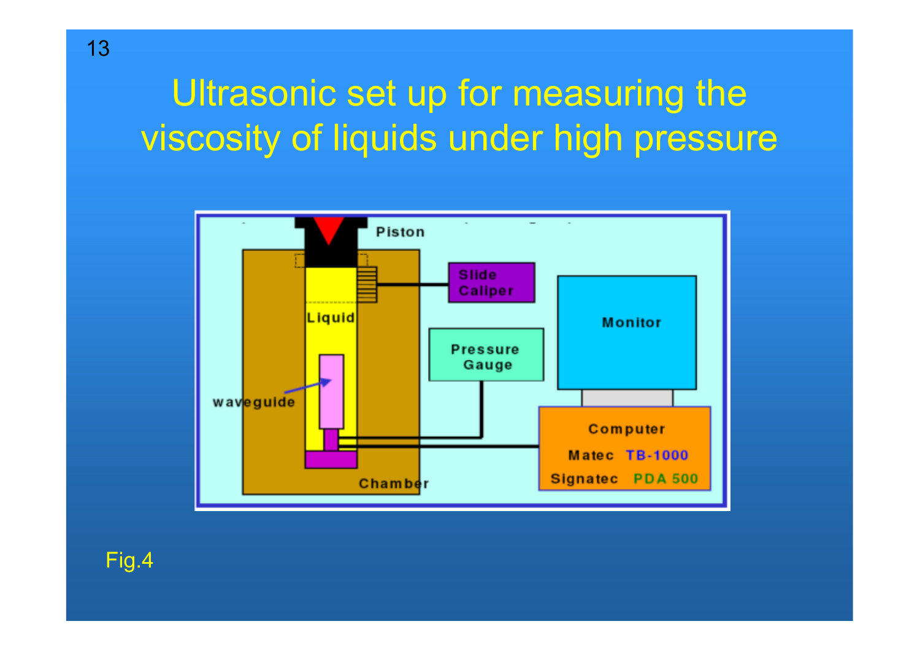# Ultrasonic set up for measuring the viscosity of liquids under high pressure

Piston

Slide Caliper

Monitor

Liquid

Pressure Gauge

waveguide

Computer

Matec TB-1000

Signatec PDA 500

Chamber

Fig.4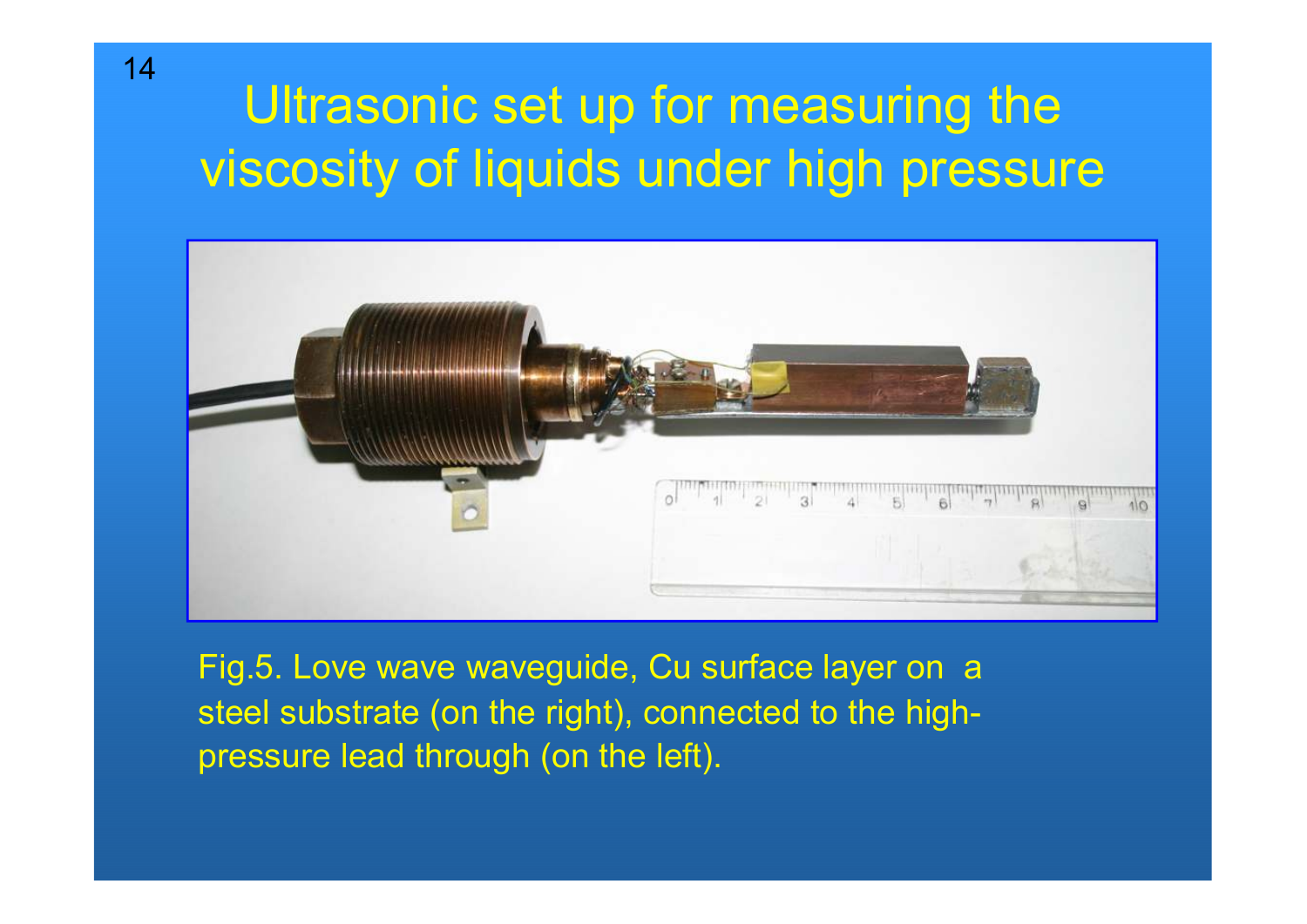# Ultrasonic set up for measuring the viscosity of liquids under high pressure

Fig.5. Love wave waveguide, Cu surface layer on a steel substrate (on the right), connected to the high-pressure lead through (on the left).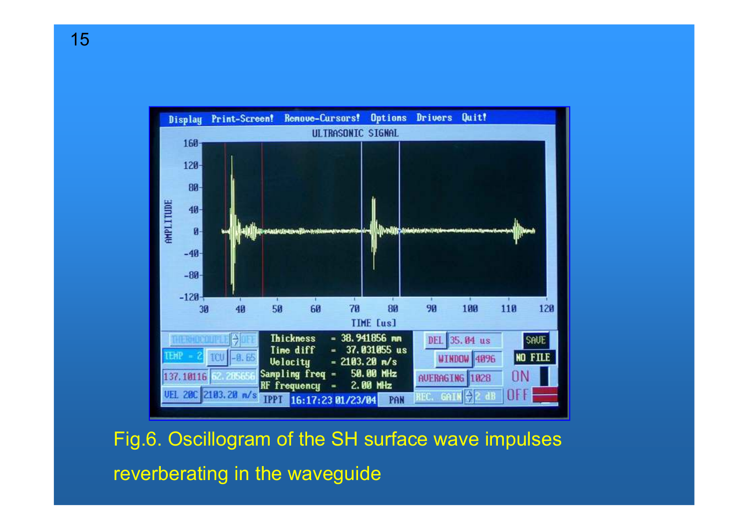Fig.6. Oscillogram of the SH surface wave impulses reverberating in the waveguide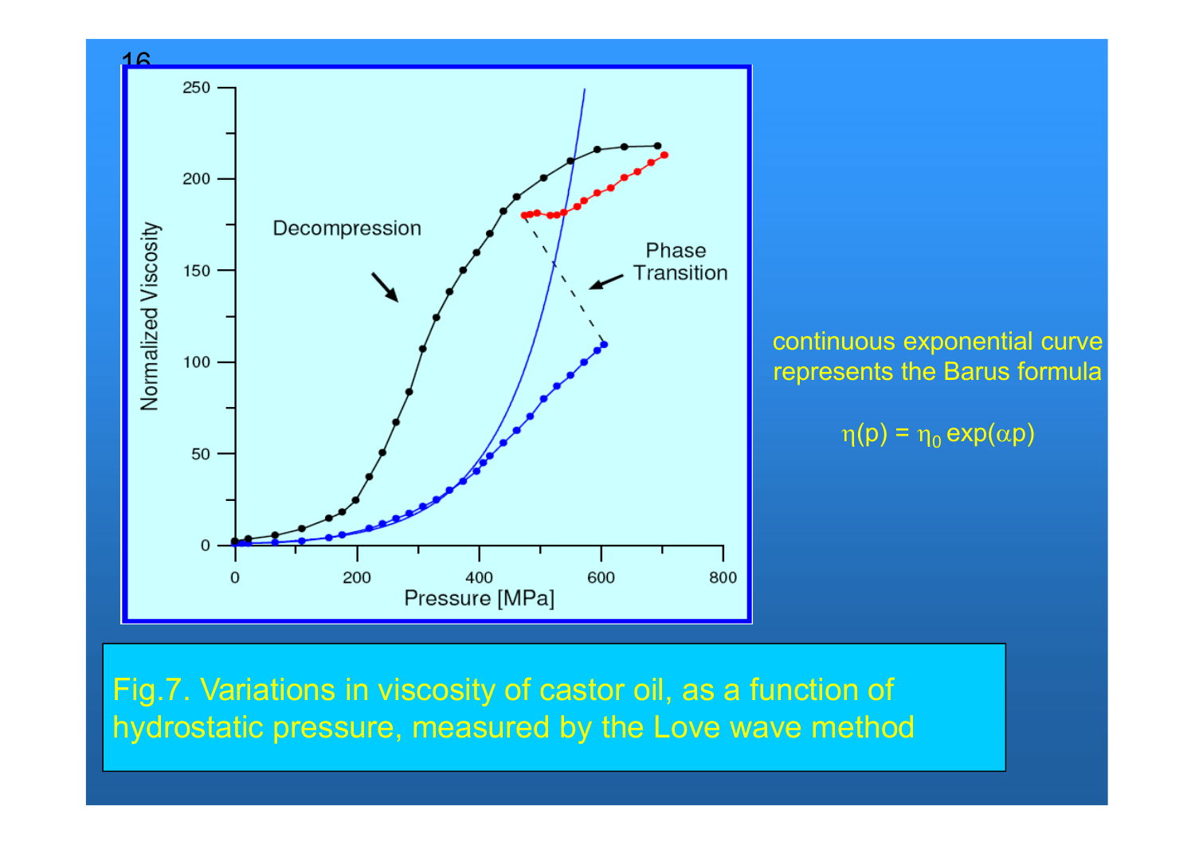continuous exponential curve represents the Barus formula

$$\eta(p) = \eta_0 \exp(\alpha p)$$

Fig.7. Variations in viscosity of castor oil, as a function of hydrostatic pressure, measured by the Love wave method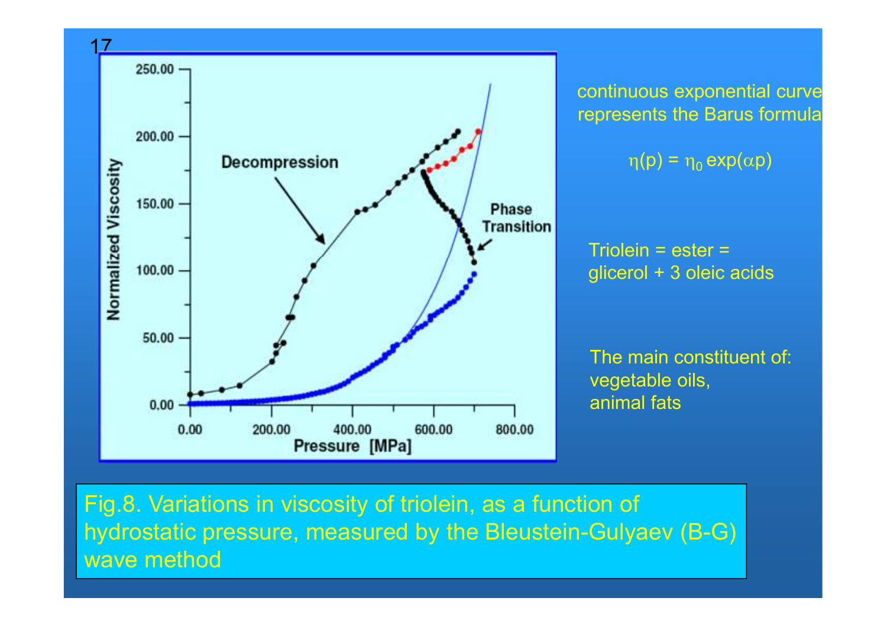continuous exponential curve represents the Barus formula

$$\eta(p) = \eta_0 \exp(\alpha p)$$

Triolein = ester = glicerol + 3 oleic acids

The main constituent of:
vegetable oils,
animal fats

Fig.8. Variations in viscosity of triolein, as a function of hydrostatic pressure, measured by the Bleustein-Gulyaev (B-G) wave method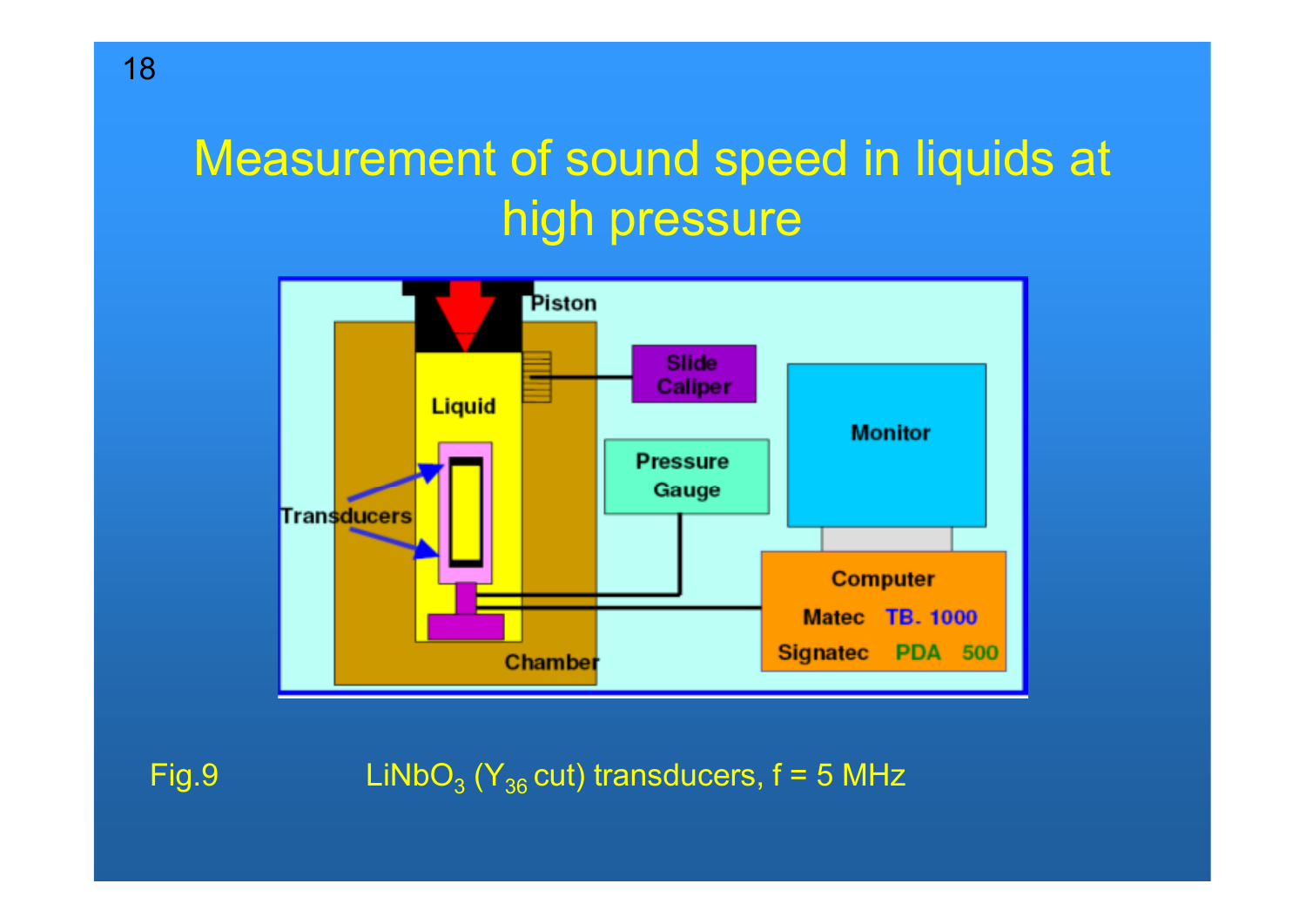# Measurement of sound speed in liquids at high pressure

Piston

Liquid

Slide Caliper

Monitor

Pressure Gauge

Transducers

Computer

Matec TB. 1000

Signatec PDA 500

Chamber

Fig.9 $LiNbO_3$ ($Y_{36}$ cut) transducers, f = 5 MHz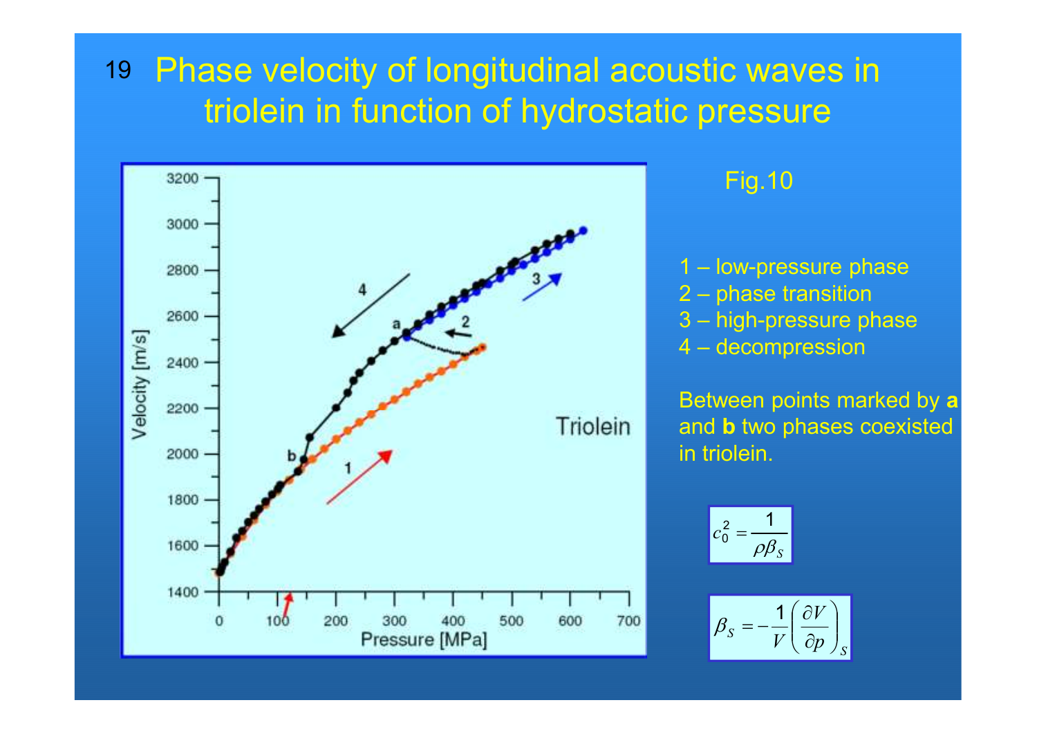# Phase velocity of longitudinal acoustic waves in triolein in function of hydrostatic pressure

Fig.10

1 – low-pressure phase
2 – phase transition
3 – high-pressure phase
4 – decompression

Between points marked by **a** and **b** two phases coexisted in triolein.

$$c_0^2 = \frac{1}{\rho \beta_S}$$

$$\beta_S = -\frac{1}{V}\left(\frac{\partial V}{\partial p}\right)_S$$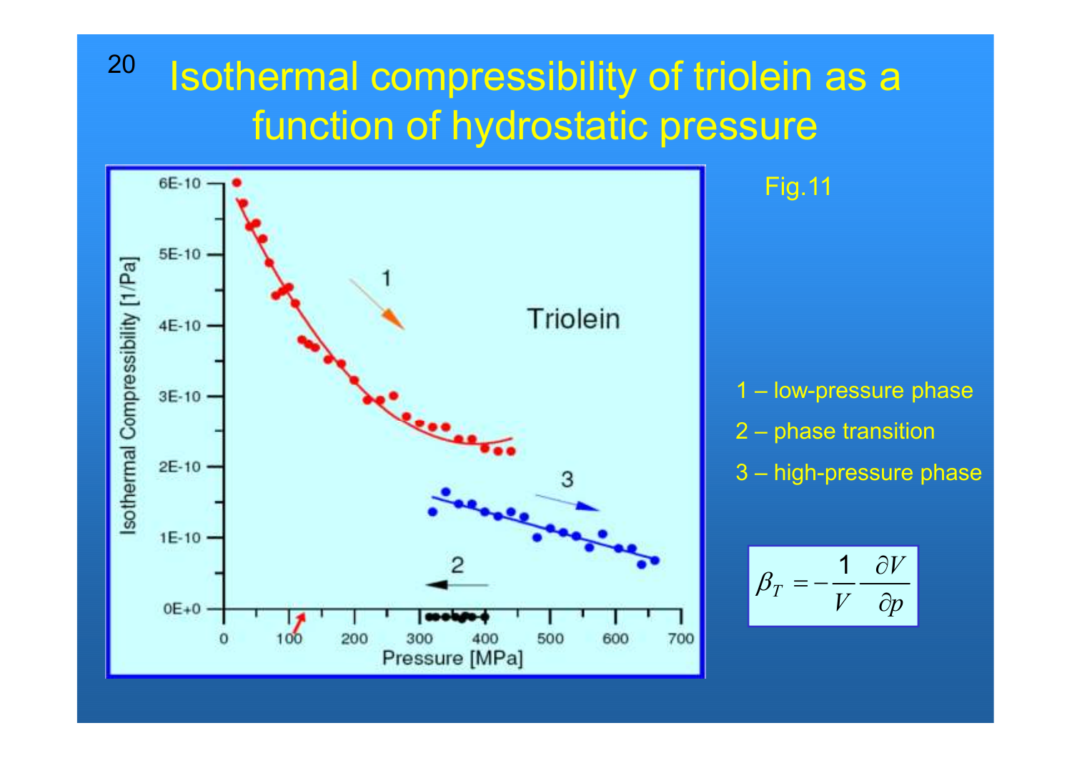# Isothermal compressibility of triolein as a function of hydrostatic pressure

Fig.11

1 – low-pressure phase

2 – phase transition

3 – high-pressure phase

$$\beta_T = -\frac{1}{V}\frac{\partial V}{\partial p}$$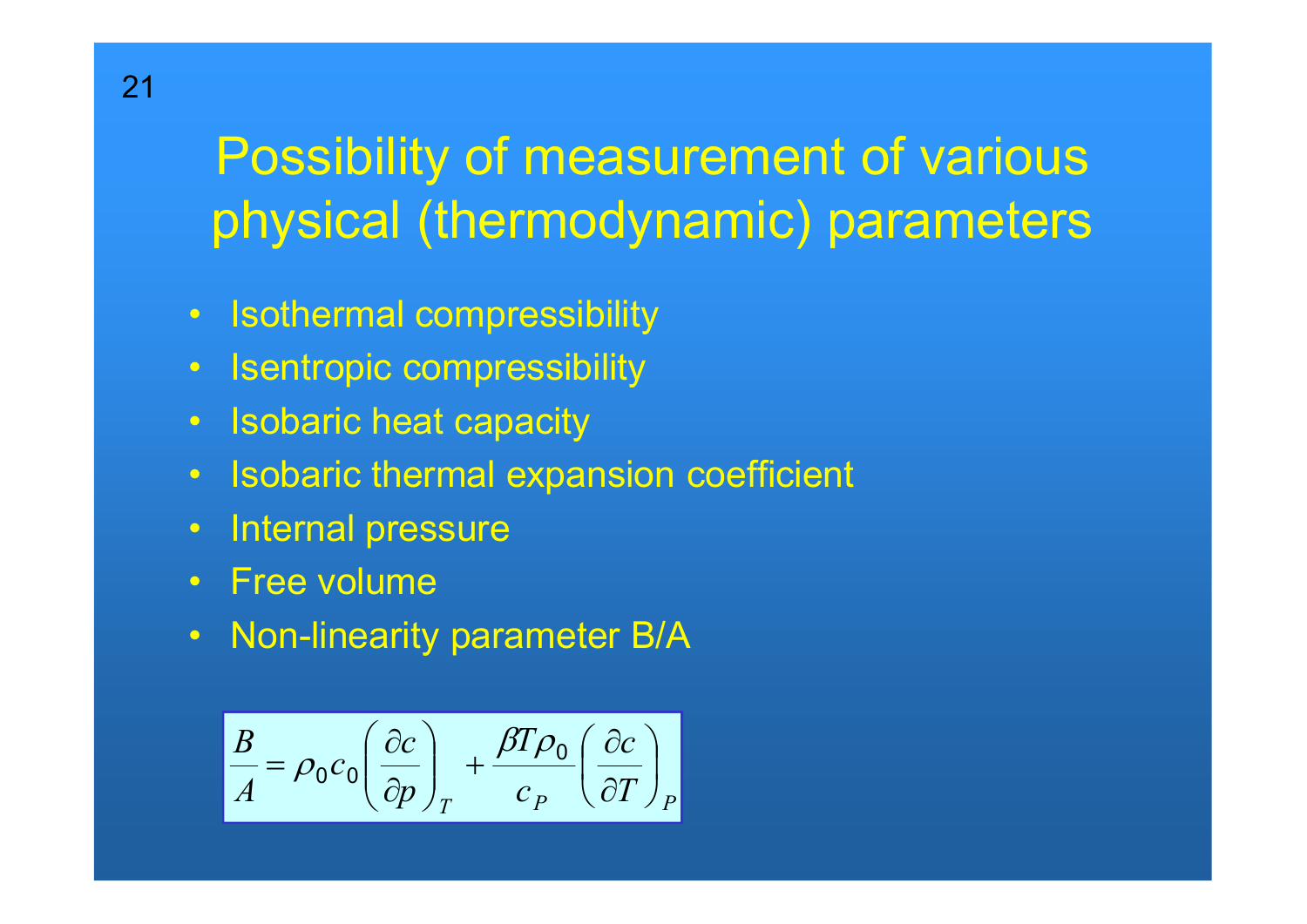# Possibility of measurement of various physical (thermodynamic) parameters

- Isothermal compressibility
- Isentropic compressibility
- Isobaric heat capacity
- Isobaric thermal expansion coefficient
- Internal pressure
- Free volume
- Non-linearity parameter B/A

$$\frac{B}{A} = \rho_0 c_0 \left( \frac{\partial c}{\partial p} \right)_T + \frac{\beta T \rho_0}{c_P} \left( \frac{\partial c}{\partial T} \right)_P$$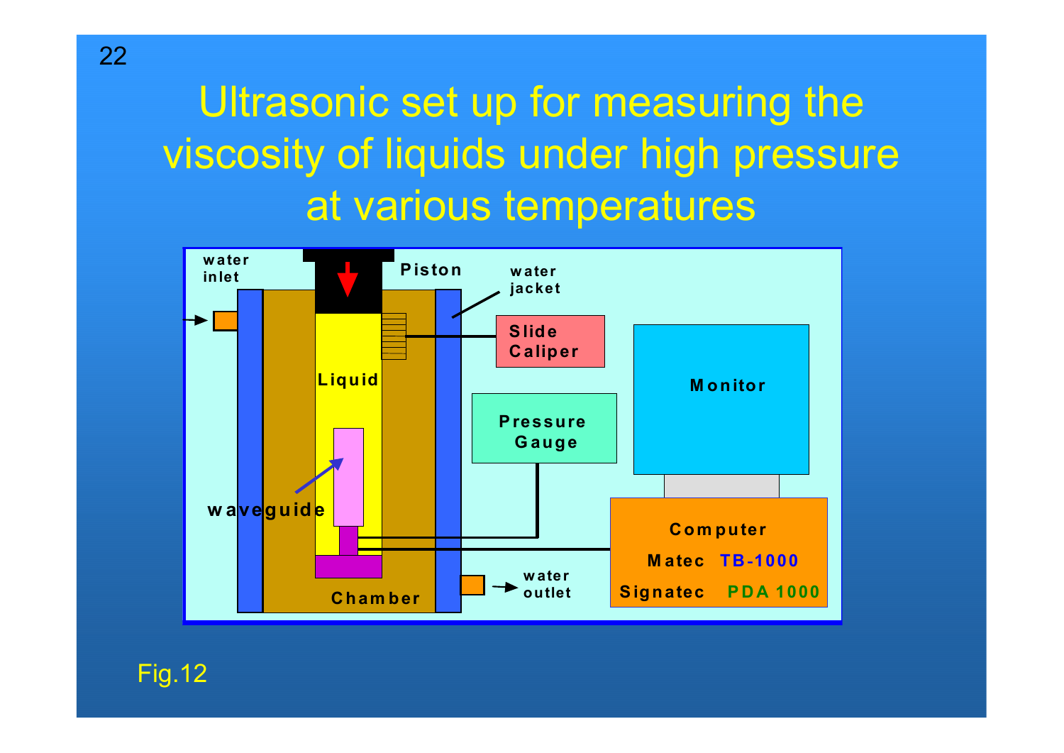# Ultrasonic set up for measuring the viscosity of liquids under high pressure at various temperatures

water inlet

Piston

water jacket

Slide Caliper

Liquid

Monitor

Pressure Gauge

waveguide

Computer

Matec TB-1000

Signatec PDA 1000

water outlet

Chamber

Fig.12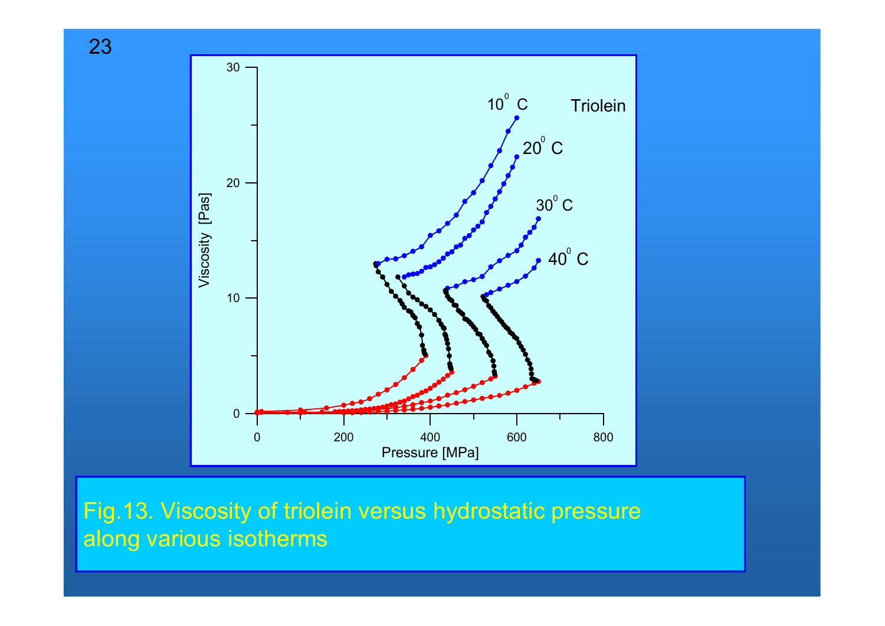Fig.13. Viscosity of triolein versus hydrostatic pressure along various isotherms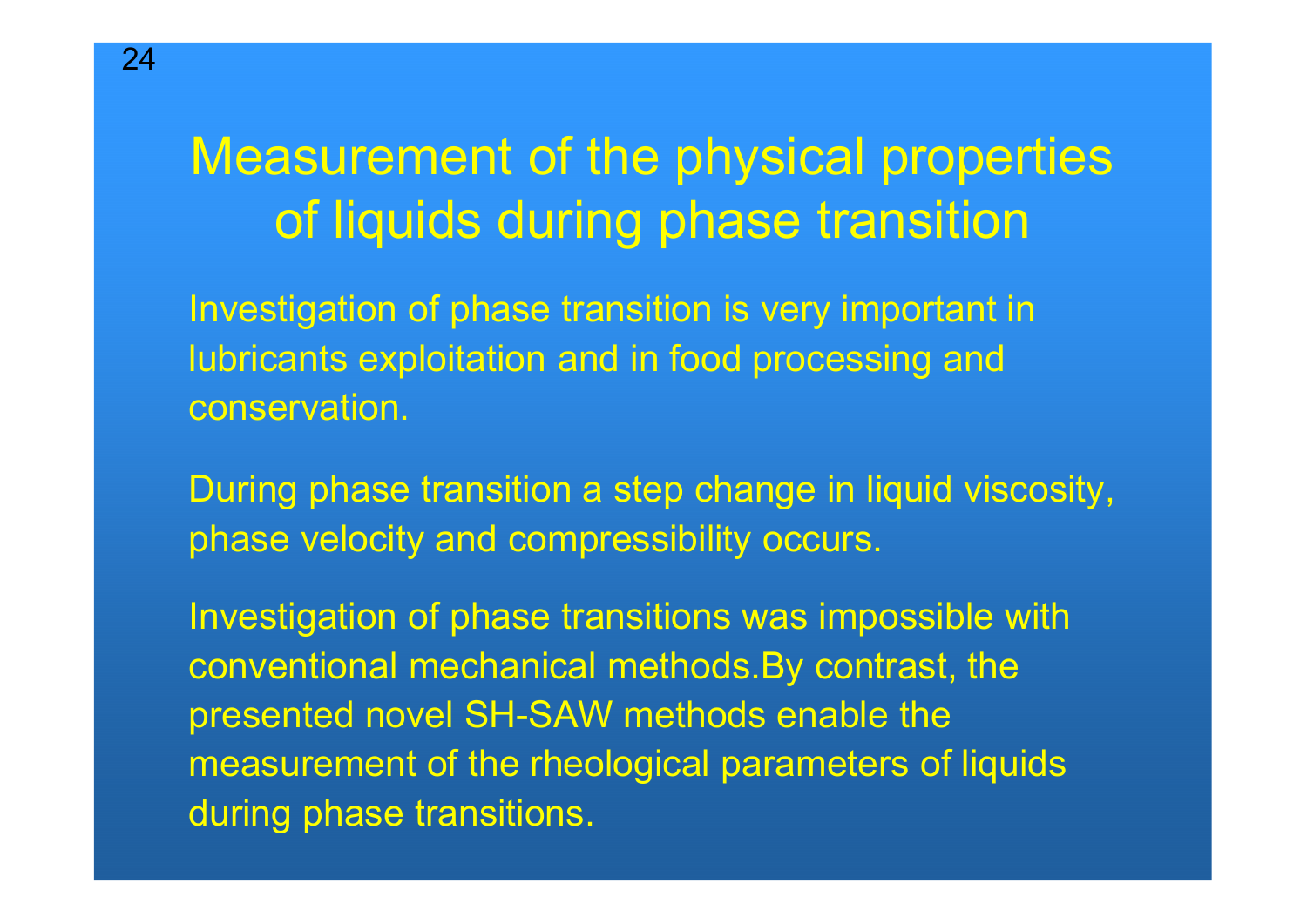# Measurement of the physical properties of liquids during phase transition

Investigation of phase transition is very important in lubricants exploitation and in food processing and conservation.

During phase transition a step change in liquid viscosity, phase velocity and compressibility occurs.

Investigation of phase transitions was impossible with conventional mechanical methods.By contrast, the presented novel SH-SAW methods enable the measurement of the rheological parameters of liquids during phase transitions.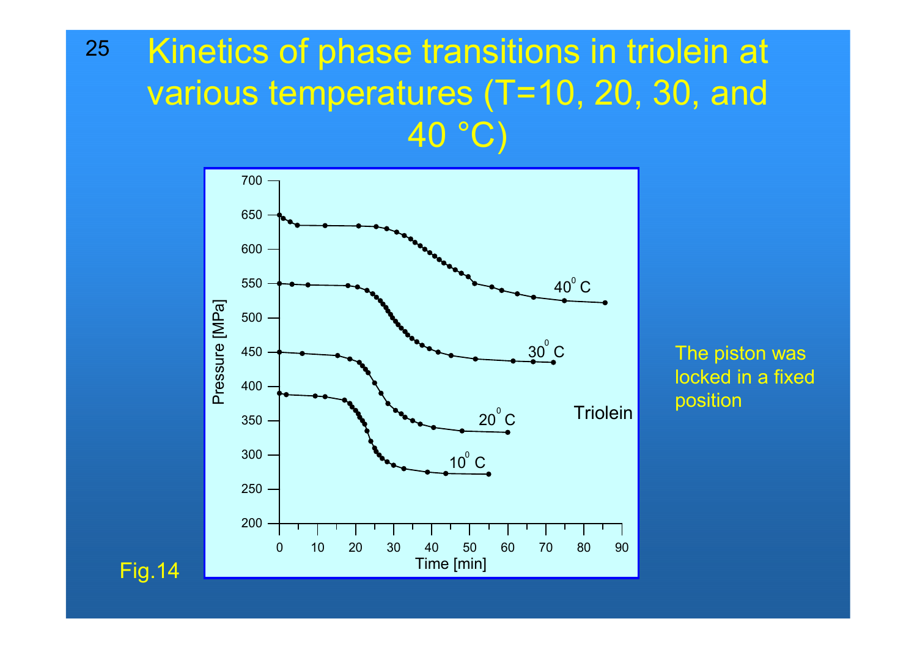# Kinetics of phase transitions in triolein at various temperatures (T=10, 20, 30, and 40 °C)

The piston was locked in a fixed position

Fig.14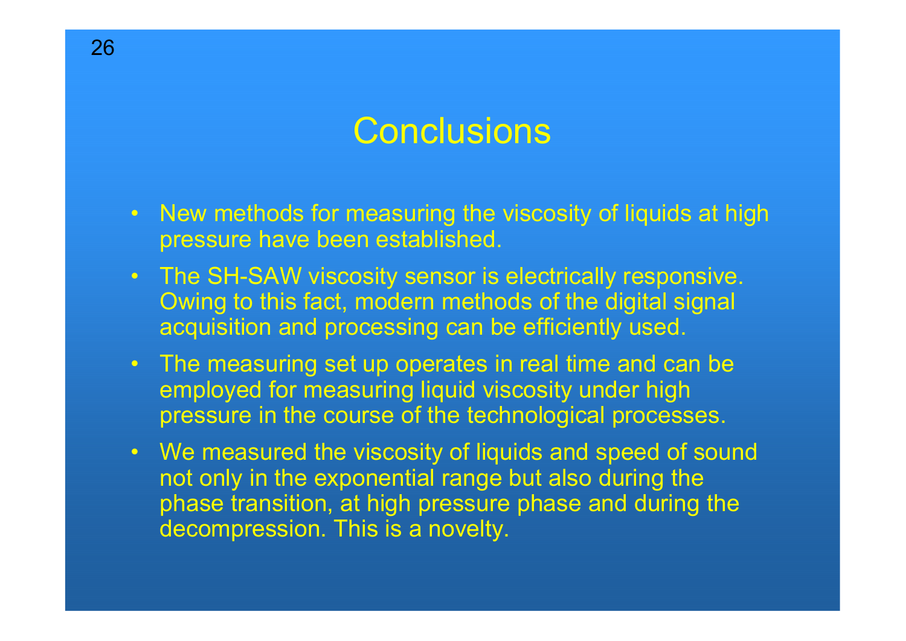# Conclusions

- New methods for measuring the viscosity of liquids at high pressure have been established.
- The SH-SAW viscosity sensor is electrically responsive. Owing to this fact, modern methods of the digital signal acquisition and processing can be efficiently used.
- The measuring set up operates in real time and can be employed for measuring liquid viscosity under high pressure in the course of the technological processes.
- We measured the viscosity of liquids and speed of sound not only in the exponential range but also during the phase transition, at high pressure phase and during the decompression. This is a novelty.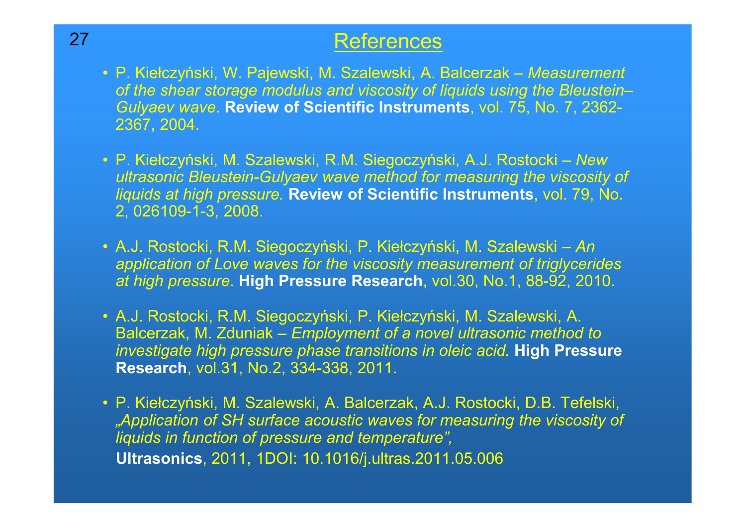# References

- P. Kiełczyński, W. Pajewski, M. Szalewski, A. Balcerzak – *Measurement of the shear storage modulus and viscosity of liquids using the Bleustein–Gulyaev wave.* **Review of Scientific Instruments**, vol. 75, No. 7, 2362-2367, 2004.

- P. Kiełczyński, M. Szalewski, R.M. Siegoczyński, A.J. Rostocki – *New ultrasonic Bleustein-Gulyaev wave method for measuring the viscosity of liquids at high pressure.* **Review of Scientific Instruments**, vol. 79, No. 2, 026109-1-3, 2008.

- A.J. Rostocki, R.M. Siegoczyński, P. Kiełczyński, M. Szalewski – *An application of Love waves for the viscosity measurement of triglycerides at high pressure.* **High Pressure Research**, vol.30, No.1, 88-92, 2010.

- A.J. Rostocki, R.M. Siegoczyński, P. Kiełczyński, M. Szalewski, A. Balcerzak, M. Zduniak – *Employment of a novel ultrasonic method to investigate high pressure phase transitions in oleic acid.* **High Pressure Research**, vol.31, No.2, 334-338, 2011.

- P. Kiełczyński, M. Szalewski, A. Balcerzak, A.J. Rostocki, D.B. Tefelski, *„Application of SH surface acoustic waves for measuring the viscosity of liquids in function of pressure and temperature”,*
  **Ultrasonics**, 2011, 1DOI: 10.1016/j.ultras.2011.05.006